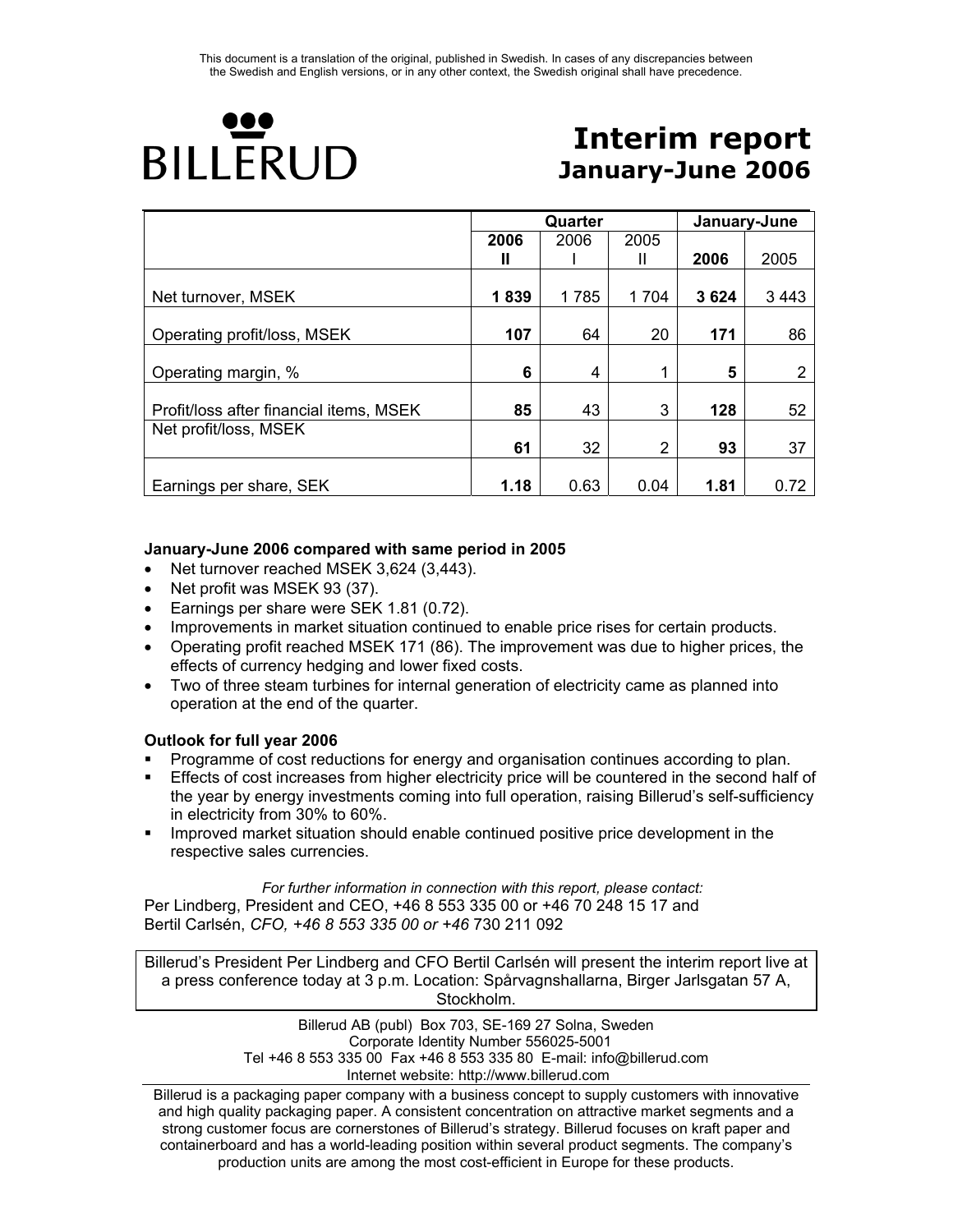This document is a translation of the original, published in Swedish. In cases of any discrepancies between the Swedish and English versions, or in any other context, the Swedish original shall have precedence.

BILLERUD

# Interim report
## January-June 2006

| | Quarter | | | January-June | |
|---|---|---|---|---|---|
| | **2006 II** | 2006 I | 2005 II | **2006** | 2005 |
| Net turnover, MSEK | **1 839** | 1 785 | 1 704 | **3 624** | 3 443 |
| Operating profit/loss, MSEK | **107** | 64 | 20 | **171** | 86 |
| Operating margin, % | **6** | 4 | 1 | **5** | 2 |
| Profit/loss after financial items, MSEK | **85** | 43 | 3 | **128** | 52 |
| Net profit/loss, MSEK | **61** | 32 | 2 | **93** | 37 |
| Earnings per share, SEK | **1.18** | 0.63 | 0.04 | **1.81** | 0.72 |

**January-June 2006 compared with same period in 2005**

- Net turnover reached MSEK 3,624 (3,443).
- Net profit was MSEK 93 (37).
- Earnings per share were SEK 1.81 (0.72).
- Improvements in market situation continued to enable price rises for certain products.
- Operating profit reached MSEK 171 (86). The improvement was due to higher prices, the effects of currency hedging and lower fixed costs.
- Two of three steam turbines for internal generation of electricity came as planned into operation at the end of the quarter.

**Outlook for full year 2006**

- Programme of cost reductions for energy and organisation continues according to plan.
- Effects of cost increases from higher electricity price will be countered in the second half of the year by energy investments coming into full operation, raising Billerud's self-sufficiency in electricity from 30% to 60%.
- Improved market situation should enable continued positive price development in the respective sales currencies.

*For further information in connection with this report, please contact:*
Per Lindberg, President and CEO, +46 8 553 335 00 or +46 70 248 15 17 and
Bertil Carlsén, *CFO, +46 8 553 335 00 or +46* 730 211 092

Billerud's President Per Lindberg and CFO Bertil Carlsén will present the interim report live at a press conference today at 3 p.m. Location: Spårvagnshallarna, Birger Jarlsgatan 57 A, Stockholm.

Billerud AB (publ) Box 703, SE-169 27 Solna, Sweden
Corporate Identity Number 556025-5001
Tel +46 8 553 335 00 Fax +46 8 553 335 80 E-mail: info@billerud.com
Internet website: http://www.billerud.com

Billerud is a packaging paper company with a business concept to supply customers with innovative and high quality packaging paper. A consistent concentration on attractive market segments and a strong customer focus are cornerstones of Billerud's strategy. Billerud focuses on kraft paper and containerboard and has a world-leading position within several product segments. The company's production units are among the most cost-efficient in Europe for these products.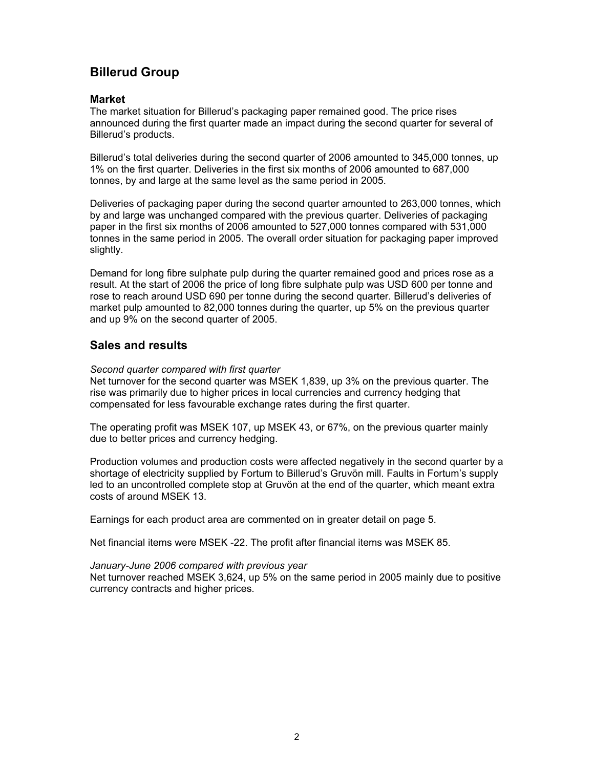## Billerud Group

### Market

The market situation for Billerud's packaging paper remained good. The price rises announced during the first quarter made an impact during the second quarter for several of Billerud's products.

Billerud's total deliveries during the second quarter of 2006 amounted to 345,000 tonnes, up 1% on the first quarter. Deliveries in the first six months of 2006 amounted to 687,000 tonnes, by and large at the same level as the same period in 2005.

Deliveries of packaging paper during the second quarter amounted to 263,000 tonnes, which by and large was unchanged compared with the previous quarter. Deliveries of packaging paper in the first six months of 2006 amounted to 527,000 tonnes compared with 531,000 tonnes in the same period in 2005. The overall order situation for packaging paper improved slightly.

Demand for long fibre sulphate pulp during the quarter remained good and prices rose as a result. At the start of 2006 the price of long fibre sulphate pulp was USD 600 per tonne and rose to reach around USD 690 per tonne during the second quarter. Billerud's deliveries of market pulp amounted to 82,000 tonnes during the quarter, up 5% on the previous quarter and up 9% on the second quarter of 2005.

## Sales and results

*Second quarter compared with first quarter*

Net turnover for the second quarter was MSEK 1,839, up 3% on the previous quarter. The rise was primarily due to higher prices in local currencies and currency hedging that compensated for less favourable exchange rates during the first quarter.

The operating profit was MSEK 107, up MSEK 43, or 67%, on the previous quarter mainly due to better prices and currency hedging.

Production volumes and production costs were affected negatively in the second quarter by a shortage of electricity supplied by Fortum to Billerud's Gruvön mill. Faults in Fortum's supply led to an uncontrolled complete stop at Gruvön at the end of the quarter, which meant extra costs of around MSEK 13.

Earnings for each product area are commented on in greater detail on page 5.

Net financial items were MSEK -22. The profit after financial items was MSEK 85.

*January-June 2006 compared with previous year*

Net turnover reached MSEK 3,624, up 5% on the same period in 2005 mainly due to positive currency contracts and higher prices.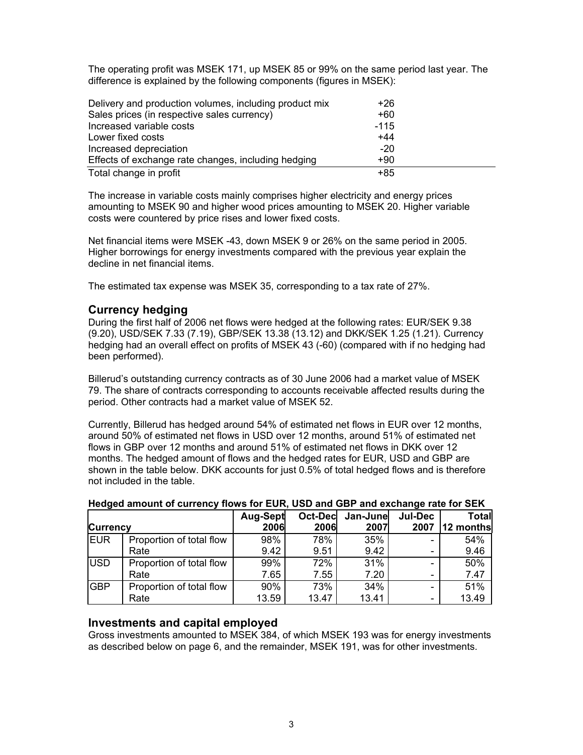The operating profit was MSEK 171, up MSEK 85 or 99% on the same period last year. The difference is explained by the following components (figures in MSEK):

| | |
|---|---|
| Delivery and production volumes, including product mix | +26 |
| Sales prices (in respective sales currency) | +60 |
| Increased variable costs | -115 |
| Lower fixed costs | +44 |
| Increased depreciation | -20 |
| Effects of exchange rate changes, including hedging | +90 |
| Total change in profit | +85 |

The increase in variable costs mainly comprises higher electricity and energy prices amounting to MSEK 90 and higher wood prices amounting to MSEK 20. Higher variable costs were countered by price rises and lower fixed costs.

Net financial items were MSEK -43, down MSEK 9 or 26% on the same period in 2005. Higher borrowings for energy investments compared with the previous year explain the decline in net financial items.

The estimated tax expense was MSEK 35, corresponding to a tax rate of 27%.

## Currency hedging

During the first half of 2006 net flows were hedged at the following rates: EUR/SEK 9.38 (9.20), USD/SEK 7.33 (7.19), GBP/SEK 13.38 (13.12) and DKK/SEK 1.25 (1.21). Currency hedging had an overall effect on profits of MSEK 43 (-60) (compared with if no hedging had been performed).

Billerud's outstanding currency contracts as of 30 June 2006 had a market value of MSEK 79. The share of contracts corresponding to accounts receivable affected results during the period. Other contracts had a market value of MSEK 52.

Currently, Billerud has hedged around 54% of estimated net flows in EUR over 12 months, around 50% of estimated net flows in USD over 12 months, around 51% of estimated net flows in GBP over 12 months and around 51% of estimated net flows in DKK over 12 months. The hedged amount of flows and the hedged rates for EUR, USD and GBP are shown in the table below. DKK accounts for just 0.5% of total hedged flows and is therefore not included in the table.

**Hedged amount of currency flows for EUR, USD and GBP and exchange rate for SEK**

| Currency | | Aug-Sept 2006 | Oct-Dec 2006 | Jan-June 2007 | Jul-Dec 2007 | Total 12 months |
|---|---|---|---|---|---|---|
| EUR | Proportion of total flow | 98% | 78% | 35% | - | 54% |
| | Rate | 9.42 | 9.51 | 9.42 | - | 9.46 |
| USD | Proportion of total flow | 99% | 72% | 31% | - | 50% |
| | Rate | 7.65 | 7.55 | 7.20 | - | 7.47 |
| GBP | Proportion of total flow | 90% | 73% | 34% | - | 51% |
| | Rate | 13.59 | 13.47 | 13.41 | - | 13.49 |

## Investments and capital employed

Gross investments amounted to MSEK 384, of which MSEK 193 was for energy investments as described below on page 6, and the remainder, MSEK 191, was for other investments.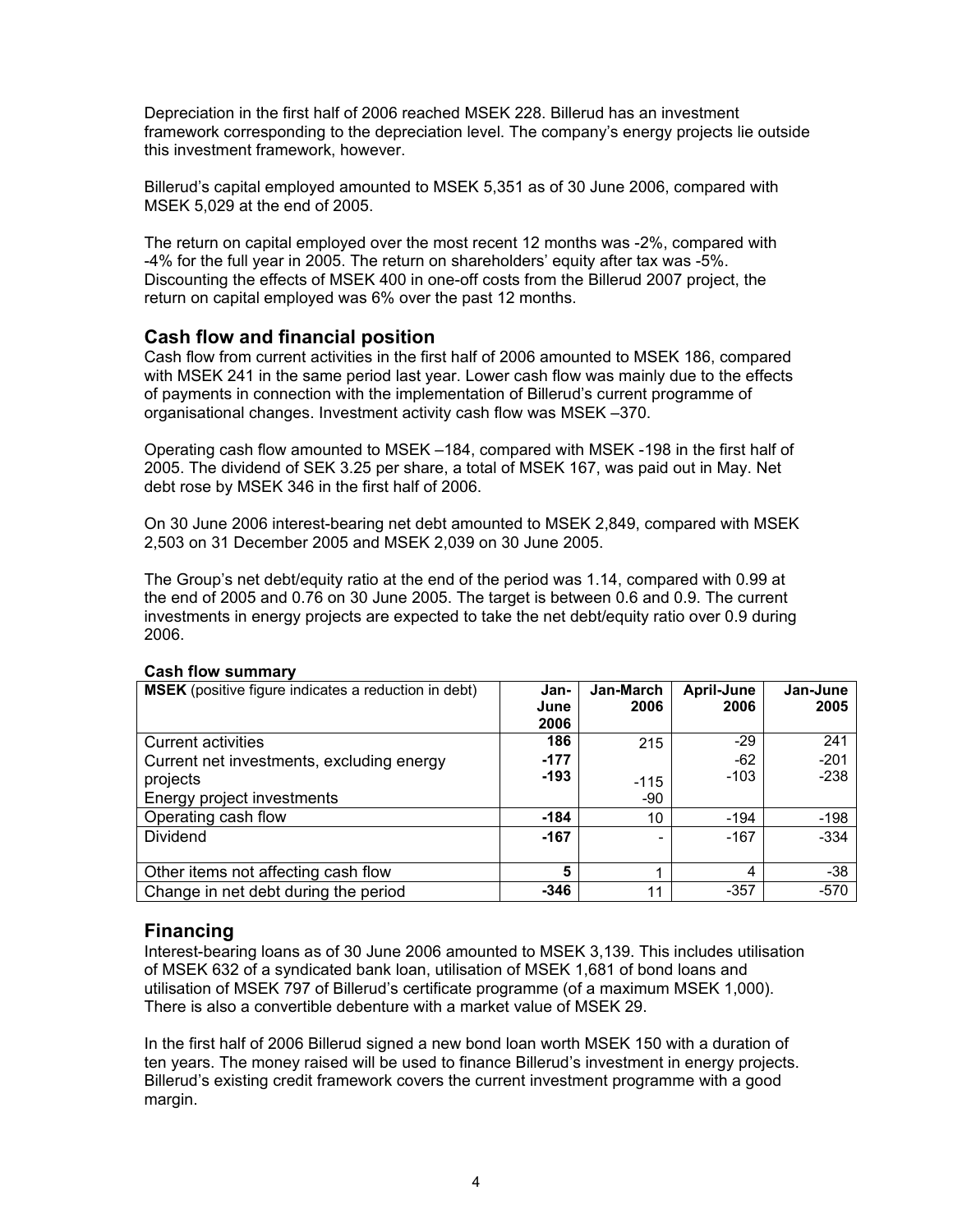Depreciation in the first half of 2006 reached MSEK 228. Billerud has an investment framework corresponding to the depreciation level. The company's energy projects lie outside this investment framework, however.

Billerud's capital employed amounted to MSEK 5,351 as of 30 June 2006, compared with MSEK 5,029 at the end of 2005.

The return on capital employed over the most recent 12 months was -2%, compared with -4% for the full year in 2005. The return on shareholders' equity after tax was -5%. Discounting the effects of MSEK 400 in one-off costs from the Billerud 2007 project, the return on capital employed was 6% over the past 12 months.

## Cash flow and financial position

Cash flow from current activities in the first half of 2006 amounted to MSEK 186, compared with MSEK 241 in the same period last year. Lower cash flow was mainly due to the effects of payments in connection with the implementation of Billerud's current programme of organisational changes. Investment activity cash flow was MSEK –370.

Operating cash flow amounted to MSEK –184, compared with MSEK -198 in the first half of 2005. The dividend of SEK 3.25 per share, a total of MSEK 167, was paid out in May. Net debt rose by MSEK 346 in the first half of 2006.

On 30 June 2006 interest-bearing net debt amounted to MSEK 2,849, compared with MSEK 2,503 on 31 December 2005 and MSEK 2,039 on 30 June 2005.

The Group's net debt/equity ratio at the end of the period was 1.14, compared with 0.99 at the end of 2005 and 0.76 on 30 June 2005. The target is between 0.6 and 0.9. The current investments in energy projects are expected to take the net debt/equity ratio over 0.9 during 2006.

**Cash flow summary**

| **MSEK** (positive figure indicates a reduction in debt) | **Jan-June 2006** | **Jan-March 2006** | **April-June 2006** | **Jan-June 2005** |
|---|---|---|---|---|
| Current activities | **186** | 215 | -29 | 241 |
| Current net investments, excluding energy projects | **-177** | -115 | -62 | -201 |
| Energy project investments | **-193** | -90 | -103 | -238 |
| Operating cash flow | **-184** | 10 | -194 | -198 |
| Dividend | **-167** | - | -167 | -334 |
| Other items not affecting cash flow | **5** | 1 | 4 | -38 |
| Change in net debt during the period | **-346** | 11 | -357 | -570 |

## Financing

Interest-bearing loans as of 30 June 2006 amounted to MSEK 3,139. This includes utilisation of MSEK 632 of a syndicated bank loan, utilisation of MSEK 1,681 of bond loans and utilisation of MSEK 797 of Billerud's certificate programme (of a maximum MSEK 1,000). There is also a convertible debenture with a market value of MSEK 29.

In the first half of 2006 Billerud signed a new bond loan worth MSEK 150 with a duration of ten years. The money raised will be used to finance Billerud's investment in energy projects. Billerud's existing credit framework covers the current investment programme with a good margin.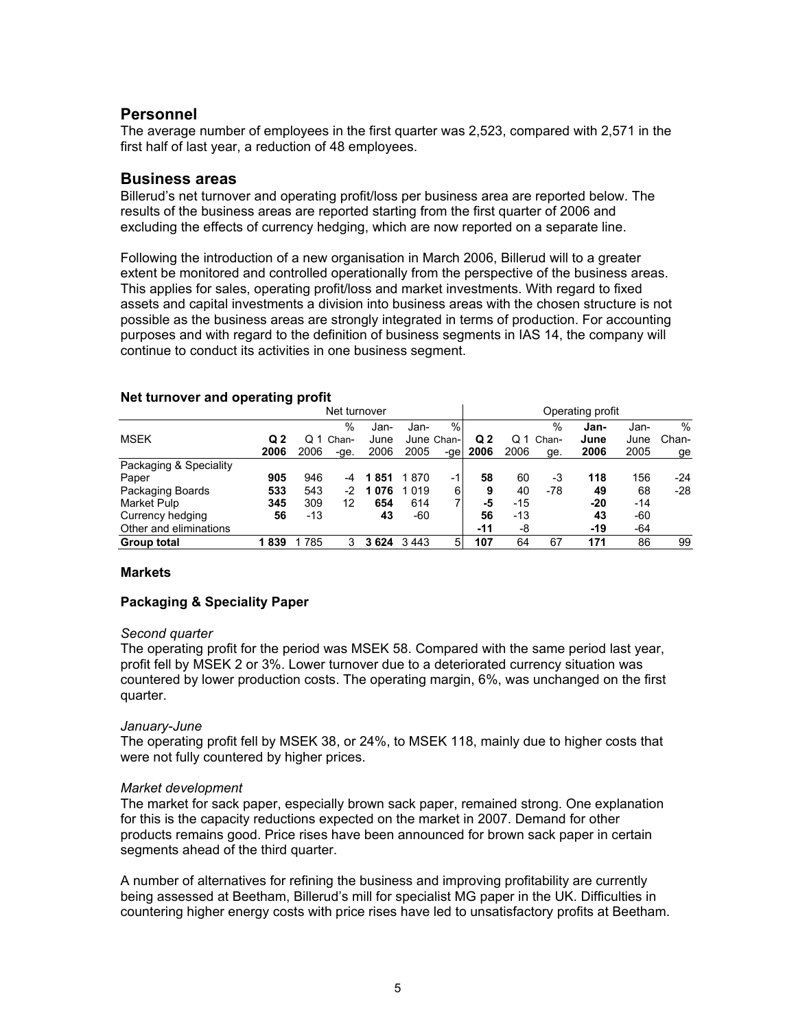## Personnel

The average number of employees in the first quarter was 2,523, compared with 2,571 in the first half of last year, a reduction of 48 employees.

## Business areas

Billerud's net turnover and operating profit/loss per business area are reported below. The results of the business areas are reported starting from the first quarter of 2006 and excluding the effects of currency hedging, which are now reported on a separate line.

Following the introduction of a new organisation in March 2006, Billerud will to a greater extent be monitored and controlled operationally from the perspective of the business areas. This applies for sales, operating profit/loss and market investments. With regard to fixed assets and capital investments a division into business areas with the chosen structure is not possible as the business areas are strongly integrated in terms of production. For accounting purposes and with regard to the definition of business segments in IAS 14, the company will continue to conduct its activities in one business segment.

**Net turnover and operating profit**

| | Net turnover | | | | | | Operating profit | | | | | |
|---|---|---|---|---|---|---|---|---|---|---|---|---|
| MSEK | **Q 2 2006** | Q 1 2006 | % Chan-ge. | **Jan-June 2006** | Jan-June 2005 | % Chan-ge | **Q 2 2006** | Q 1 2006 | % Chan-ge. | **Jan-June 2006** | Jan-June 2005 | % Chan-ge |
| Packaging & Speciality Paper | **905** | 946 | -4 | **1 851** | 1 870 | -1 | **58** | 60 | -3 | **118** | 156 | -24 |
| Packaging Boards | **533** | 543 | -2 | **1 076** | 1 019 | 6 | **9** | 40 | -78 | **49** | 68 | -28 |
| Market Pulp | **345** | 309 | 12 | **654** | 614 | 7 | **-5** | -15 | | **-20** | -14 | |
| Currency hedging | **56** | -13 | | **43** | -60 | | **56** | -13 | | **43** | -60 | |
| Other and eliminations | | | | | | | **-11** | -8 | | **-19** | -64 | |
| **Group total** | **1 839** | 1 785 | 3 | **3 624** | 3 443 | 5 | **107** | 64 | 67 | **171** | 86 | 99 |

### Markets

#### Packaging & Speciality Paper

*Second quarter*

The operating profit for the period was MSEK 58. Compared with the same period last year, profit fell by MSEK 2 or 3%. Lower turnover due to a deteriorated currency situation was countered by lower production costs. The operating margin, 6%, was unchanged on the first quarter.

*January-June*

The operating profit fell by MSEK 38, or 24%, to MSEK 118, mainly due to higher costs that were not fully countered by higher prices.

*Market development*

The market for sack paper, especially brown sack paper, remained strong. One explanation for this is the capacity reductions expected on the market in 2007. Demand for other products remains good. Price rises have been announced for brown sack paper in certain segments ahead of the third quarter.

A number of alternatives for refining the business and improving profitability are currently being assessed at Beetham, Billerud's mill for specialist MG paper in the UK. Difficulties in countering higher energy costs with price rises have led to unsatisfactory profits at Beetham.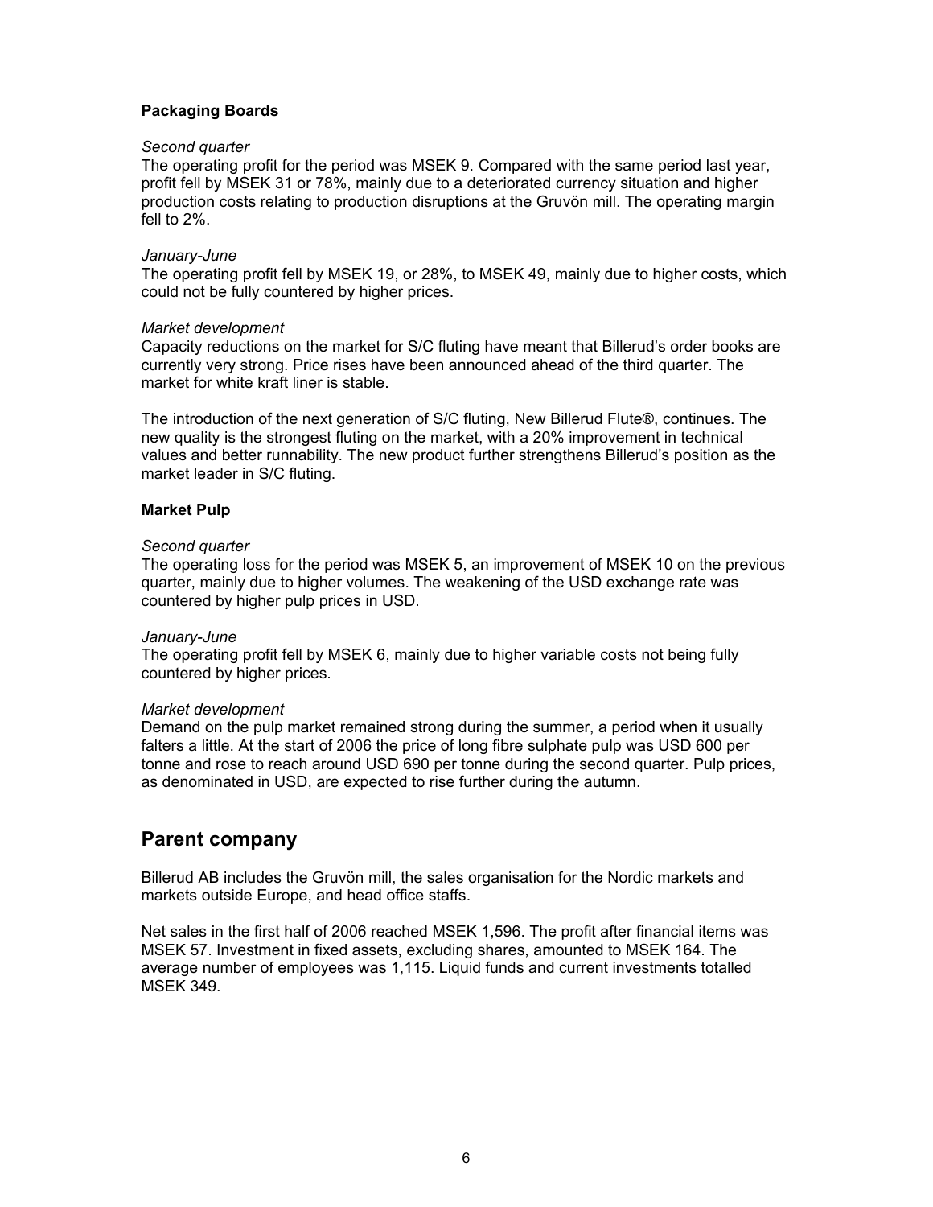### Packaging Boards

*Second quarter*
The operating profit for the period was MSEK 9. Compared with the same period last year, profit fell by MSEK 31 or 78%, mainly due to a deteriorated currency situation and higher production costs relating to production disruptions at the Gruvön mill. The operating margin fell to 2%.

*January-June*
The operating profit fell by MSEK 19, or 28%, to MSEK 49, mainly due to higher costs, which could not be fully countered by higher prices.

*Market development*
Capacity reductions on the market for S/C fluting have meant that Billerud's order books are currently very strong. Price rises have been announced ahead of the third quarter. The market for white kraft liner is stable.

The introduction of the next generation of S/C fluting, New Billerud Flute®, continues. The new quality is the strongest fluting on the market, with a 20% improvement in technical values and better runnability. The new product further strengthens Billerud's position as the market leader in S/C fluting.

### Market Pulp

*Second quarter*
The operating loss for the period was MSEK 5, an improvement of MSEK 10 on the previous quarter, mainly due to higher volumes. The weakening of the USD exchange rate was countered by higher pulp prices in USD.

*January-June*
The operating profit fell by MSEK 6, mainly due to higher variable costs not being fully countered by higher prices.

*Market development*
Demand on the pulp market remained strong during the summer, a period when it usually falters a little. At the start of 2006 the price of long fibre sulphate pulp was USD 600 per tonne and rose to reach around USD 690 per tonne during the second quarter. Pulp prices, as denominated in USD, are expected to rise further during the autumn.

## Parent company

Billerud AB includes the Gruvön mill, the sales organisation for the Nordic markets and markets outside Europe, and head office staffs.

Net sales in the first half of 2006 reached MSEK 1,596. The profit after financial items was MSEK 57. Investment in fixed assets, excluding shares, amounted to MSEK 164. The average number of employees was 1,115. Liquid funds and current investments totalled MSEK 349.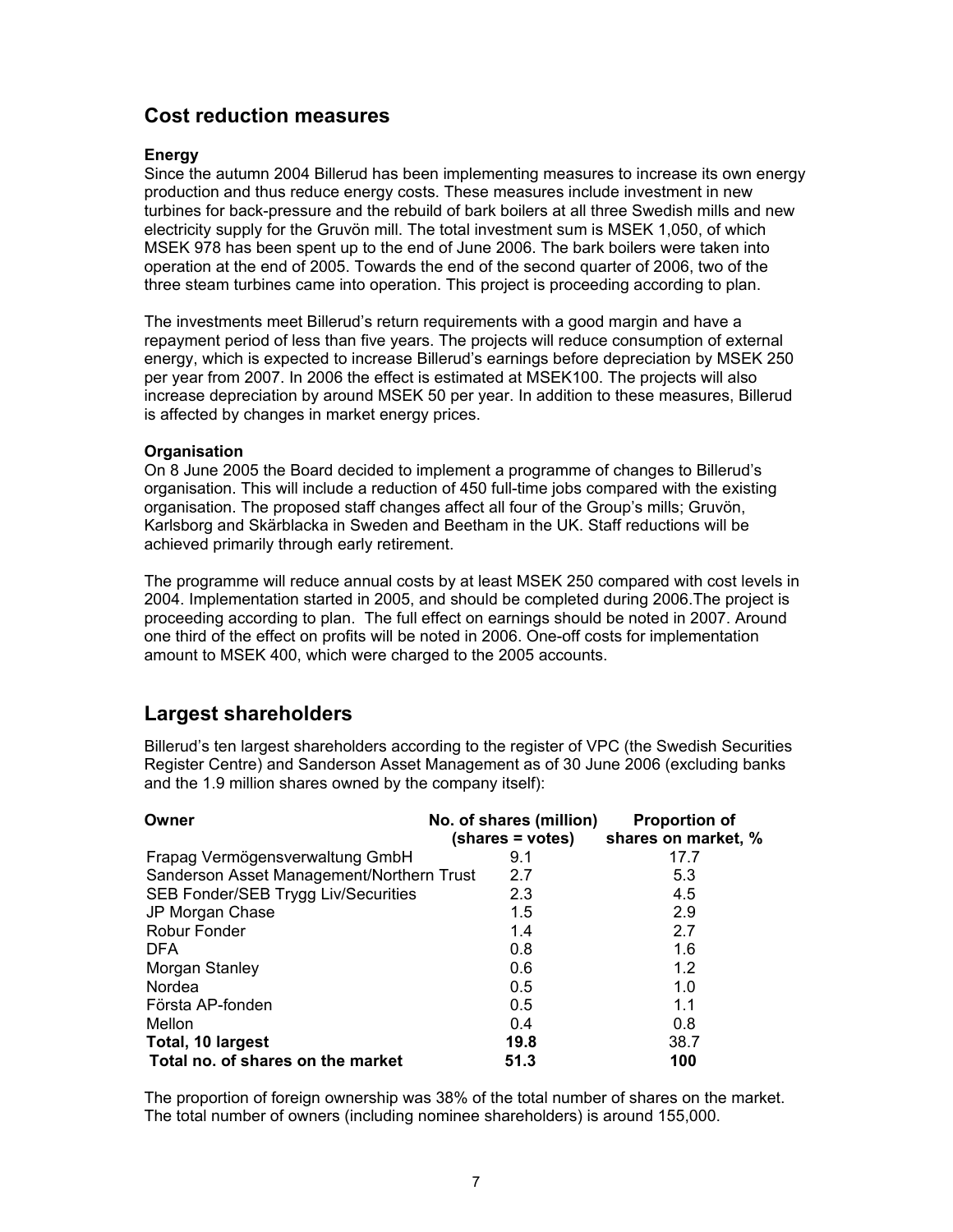## Cost reduction measures

**Energy**

Since the autumn 2004 Billerud has been implementing measures to increase its own energy production and thus reduce energy costs. These measures include investment in new turbines for back-pressure and the rebuild of bark boilers at all three Swedish mills and new electricity supply for the Gruvön mill. The total investment sum is MSEK 1,050, of which MSEK 978 has been spent up to the end of June 2006. The bark boilers were taken into operation at the end of 2005. Towards the end of the second quarter of 2006, two of the three steam turbines came into operation. This project is proceeding according to plan.

The investments meet Billerud's return requirements with a good margin and have a repayment period of less than five years. The projects will reduce consumption of external energy, which is expected to increase Billerud's earnings before depreciation by MSEK 250 per year from 2007. In 2006 the effect is estimated at MSEK100. The projects will also increase depreciation by around MSEK 50 per year. In addition to these measures, Billerud is affected by changes in market energy prices.

**Organisation**

On 8 June 2005 the Board decided to implement a programme of changes to Billerud's organisation. This will include a reduction of 450 full-time jobs compared with the existing organisation. The proposed staff changes affect all four of the Group's mills; Gruvön, Karlsborg and Skärblacka in Sweden and Beetham in the UK. Staff reductions will be achieved primarily through early retirement.

The programme will reduce annual costs by at least MSEK 250 compared with cost levels in 2004. Implementation started in 2005, and should be completed during 2006.The project is proceeding according to plan. The full effect on earnings should be noted in 2007. Around one third of the effect on profits will be noted in 2006. One-off costs for implementation amount to MSEK 400, which were charged to the 2005 accounts.

## Largest shareholders

Billerud's ten largest shareholders according to the register of VPC (the Swedish Securities Register Centre) and Sanderson Asset Management as of 30 June 2006 (excluding banks and the 1.9 million shares owned by the company itself):

| Owner | No. of shares (million) (shares = votes) | Proportion of shares on market, % |
|---|---|---|
| Frapag Vermögensverwaltung GmbH | 9.1 | 17.7 |
| Sanderson Asset Management/Northern Trust | 2.7 | 5.3 |
| SEB Fonder/SEB Trygg Liv/Securities | 2.3 | 4.5 |
| JP Morgan Chase | 1.5 | 2.9 |
| Robur Fonder | 1.4 | 2.7 |
| DFA | 0.8 | 1.6 |
| Morgan Stanley | 0.6 | 1.2 |
| Nordea | 0.5 | 1.0 |
| Första AP-fonden | 0.5 | 1.1 |
| Mellon | 0.4 | 0.8 |
| **Total, 10 largest** | **19.8** | 38.7 |
| **Total no. of shares on the market** | **51.3** | **100** |

The proportion of foreign ownership was 38% of the total number of shares on the market. The total number of owners (including nominee shareholders) is around 155,000.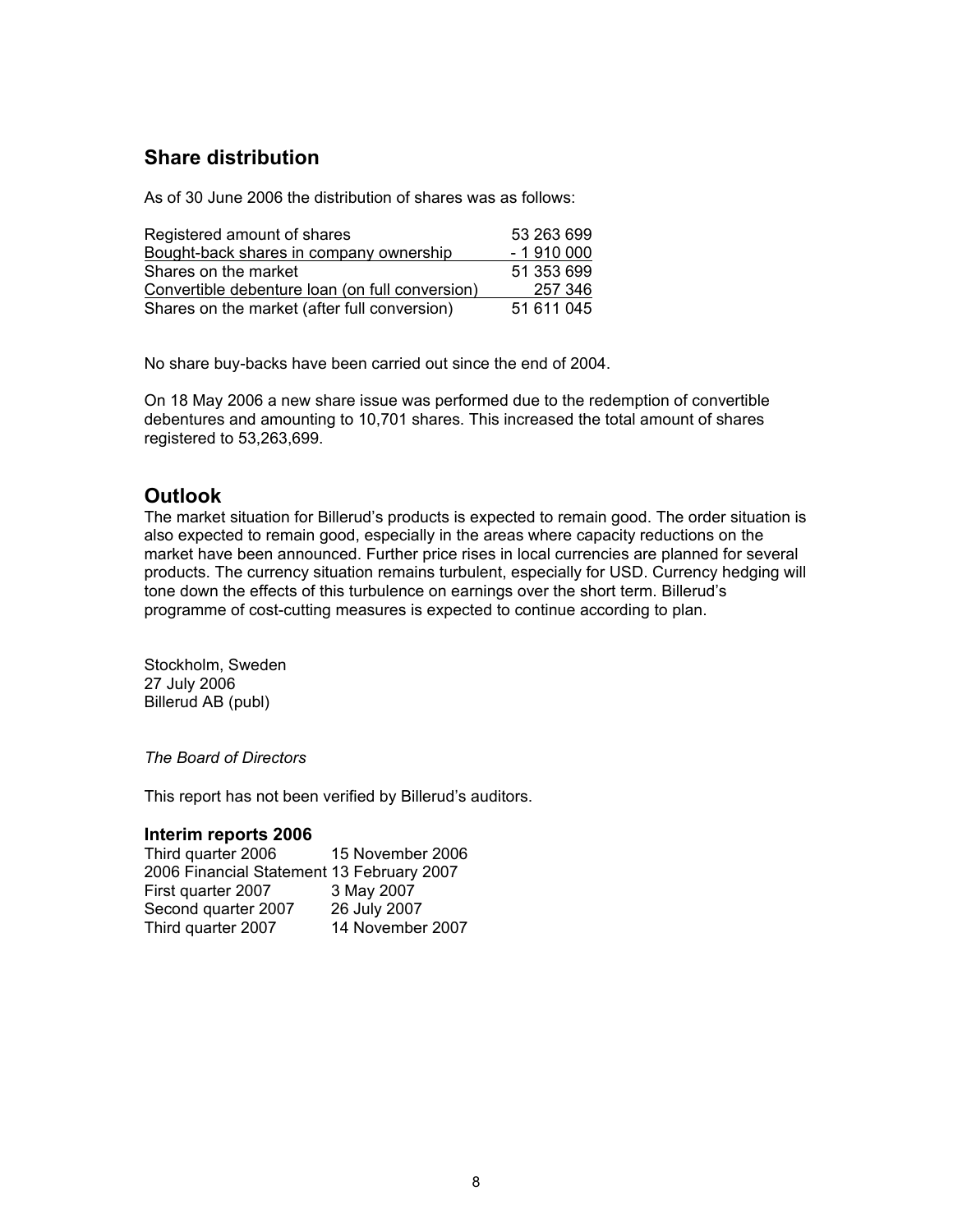## Share distribution

As of 30 June 2006 the distribution of shares was as follows:

| | |
|---|---|
| Registered amount of shares | 53 263 699 |
| Bought-back shares in company ownership | - 1 910 000 |
| Shares on the market | 51 353 699 |
| Convertible debenture loan (on full conversion) | 257 346 |
| Shares on the market (after full conversion) | 51 611 045 |

No share buy-backs have been carried out since the end of 2004.

On 18 May 2006 a new share issue was performed due to the redemption of convertible debentures and amounting to 10,701 shares. This increased the total amount of shares registered to 53,263,699.

## Outlook

The market situation for Billerud's products is expected to remain good. The order situation is also expected to remain good, especially in the areas where capacity reductions on the market have been announced. Further price rises in local currencies are planned for several products. The currency situation remains turbulent, especially for USD. Currency hedging will tone down the effects of this turbulence on earnings over the short term. Billerud's programme of cost-cutting measures is expected to continue according to plan.

Stockholm, Sweden
27 July 2006
Billerud AB (publ)

*The Board of Directors*

This report has not been verified by Billerud's auditors.

### Interim reports 2006

| | |
|---|---|
| Third quarter 2006 | 15 November 2006 |
| 2006 Financial Statement | 13 February 2007 |
| First quarter 2007 | 3 May 2007 |
| Second quarter 2007 | 26 July 2007 |
| Third quarter 2007 | 14 November 2007 |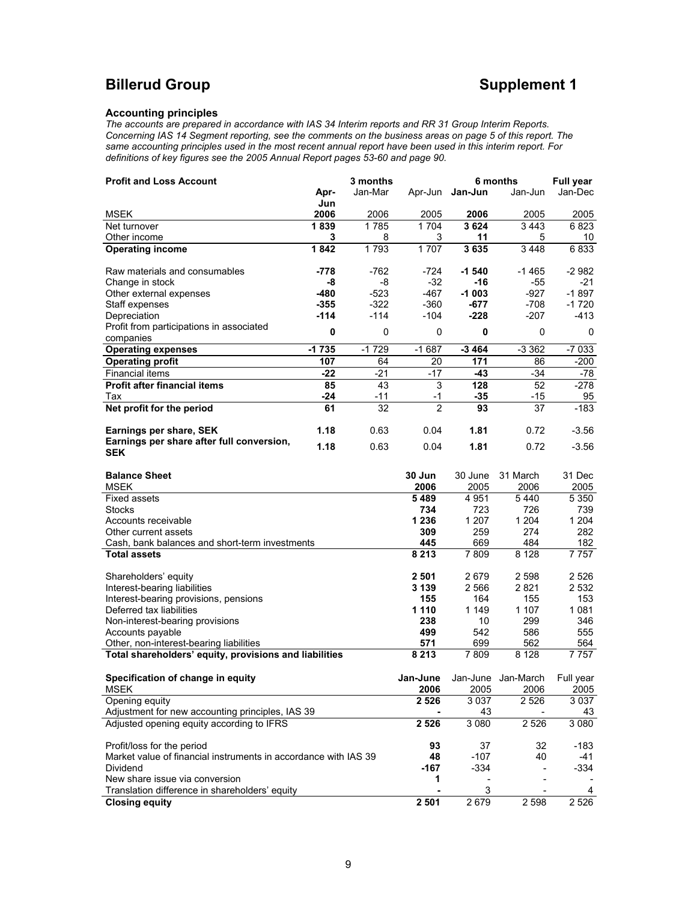# Billerud Group

# Supplement 1

### Accounting principles

*The accounts are prepared in accordance with IAS 34 Interim reports and RR 31 Group Interim Reports. Concerning IAS 14 Segment reporting, see the comments on the business areas on page 5 of this report. The same accounting principles used in the most recent annual report have been used in this interim report. For definitions of key figures see the 2005 Annual Report pages 53-60 and page 90.*

| Profit and Loss Account | 3 months | | | 6 months | | Full year |
|---|---|---|---|---|---|---|
| | **Apr-Jun** | Jan-Mar | Apr-Jun | **Jan-Jun** | Jan-Jun | Jan-Dec |
| MSEK | **2006** | 2006 | 2005 | **2006** | 2005 | 2005 |
| Net turnover | **1 839** | 1 785 | 1 704 | **3 624** | 3 443 | 6 823 |
| Other income | **3** | 8 | 3 | **11** | 5 | 10 |
| **Operating income** | **1 842** | 1 793 | 1 707 | **3 635** | 3 448 | 6 833 |
| Raw materials and consumables | **-778** | -762 | -724 | **-1 540** | -1 465 | -2 982 |
| Change in stock | **-8** | -8 | -32 | **-16** | -55 | -21 |
| Other external expenses | **-480** | -523 | -467 | **-1 003** | -927 | -1 897 |
| Staff expenses | **-355** | -322 | -360 | **-677** | -708 | -1 720 |
| Depreciation | **-114** | -114 | -104 | **-228** | -207 | -413 |
| Profit from participations in associated companies | **0** | 0 | 0 | **0** | 0 | 0 |
| **Operating expenses** | **-1 735** | -1 729 | -1 687 | **-3 464** | -3 362 | -7 033 |
| **Operating profit** | **107** | 64 | 20 | **171** | 86 | -200 |
| Financial items | **-22** | -21 | -17 | **-43** | -34 | -78 |
| **Profit after financial items** | **85** | 43 | 3 | **128** | 52 | -278 |
| Tax | **-24** | -11 | -1 | **-35** | -15 | 95 |
| **Net profit for the period** | **61** | 32 | 2 | **93** | 37 | -183 |
| **Earnings per share, SEK** | **1.18** | 0.63 | 0.04 | **1.81** | 0.72 | -3.56 |
| **Earnings per share after full conversion, SEK** | **1.18** | 0.63 | 0.04 | **1.81** | 0.72 | -3.56 |

| Balance Sheet | **30 Jun** | 30 June | 31 March | 31 Dec |
|---|---|---|---|---|
| MSEK | **2006** | 2005 | 2006 | 2005 |
| Fixed assets | **5 489** | 4 951 | 5 440 | 5 350 |
| Stocks | **734** | 723 | 726 | 739 |
| Accounts receivable | **1 236** | 1 207 | 1 204 | 1 204 |
| Other current assets | **309** | 259 | 274 | 282 |
| Cash, bank balances and short-term investments | **445** | 669 | 484 | 182 |
| **Total assets** | **8 213** | 7 809 | 8 128 | 7 757 |
| Shareholders' equity | **2 501** | 2 679 | 2 598 | 2 526 |
| Interest-bearing liabilities | **3 139** | 2 566 | 2 821 | 2 532 |
| Interest-bearing provisions, pensions | **155** | 164 | 155 | 153 |
| Deferred tax liabilities | **1 110** | 1 149 | 1 107 | 1 081 |
| Non-interest-bearing provisions | **238** | 10 | 299 | 346 |
| Accounts payable | **499** | 542 | 586 | 555 |
| Other, non-interest-bearing liabilities | **571** | 699 | 562 | 564 |
| **Total shareholders' equity, provisions and liabilities** | **8 213** | 7 809 | 8 128 | 7 757 |

| Specification of change in equity | **Jan-June** | Jan-June | Jan-March | Full year |
|---|---|---|---|---|
| MSEK | **2006** | 2005 | 2006 | 2005 |
| Opening equity | **2 526** | 3 037 | 2 526 | 3 037 |
| Adjustment for new accounting principles, IAS 39 | **-** | 43 | - | 43 |
| Adjusted opening equity according to IFRS | **2 526** | 3 080 | 2 526 | 3 080 |
| Profit/loss for the period | **93** | 37 | 32 | -183 |
| Market value of financial instruments in accordance with IAS 39 | **48** | -107 | 40 | -41 |
| Dividend | **-167** | -334 | - | -334 |
| New share issue via conversion | **1** | - | - | - |
| Translation difference in shareholders' equity | **-** | 3 | - | 4 |
| **Closing equity** | **2 501** | 2 679 | 2 598 | 2 526 |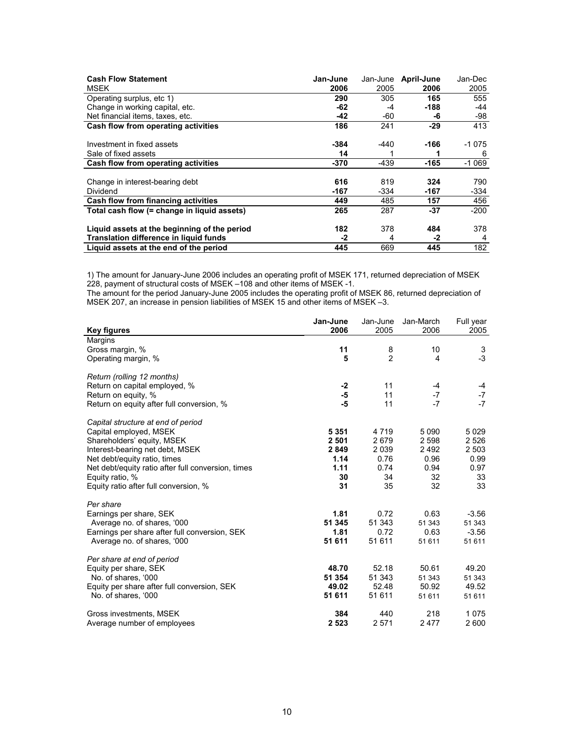| **Cash Flow Statement** MSEK | **Jan-June 2006** | Jan-June 2005 | **April-June 2006** | Jan-Dec 2005 |
|---|---|---|---|---|
| Operating surplus, etc 1) | **290** | 305 | **165** | 555 |
| Change in working capital, etc. | **-62** | -4 | **-188** | -44 |
| Net financial items, taxes, etc. | **-42** | -60 | **-6** | -98 |
| **Cash flow from operating activities** | **186** | 241 | **-29** | 413 |
| | | | | |
| Investment in fixed assets | **-384** | -440 | **-166** | -1 075 |
| Sale of fixed assets | **14** | 1 | **1** | 6 |
| **Cash flow from operating activities** | **-370** | -439 | **-165** | -1 069 |
| | | | | |
| Change in interest-bearing debt | **616** | 819 | **324** | 790 |
| Dividend | **-167** | -334 | **-167** | -334 |
| **Cash flow from financing activities** | **449** | 485 | **157** | 456 |
| **Total cash flow (= change in liquid assets)** | **265** | 287 | **-37** | -200 |
| | | | | |
| **Liquid assets at the beginning of the period** | **182** | 378 | **484** | 378 |
| **Translation difference in liquid funds** | **-2** | 4 | **-2** | 4 |
| **Liquid assets at the end of the period** | **445** | 669 | **445** | 182 |

1) The amount for January-June 2006 includes an operating profit of MSEK 171, returned depreciation of MSEK 228, payment of structural costs of MSEK –108 and other items of MSEK -1.
The amount for the period January-June 2005 includes the operating profit of MSEK 86, returned depreciation of MSEK 207, an increase in pension liabilities of MSEK 15 and other items of MSEK –3.

| **Key figures** | **Jan-June 2006** | Jan-June 2005 | Jan-March 2006 | Full year 2005 |
|---|---|---|---|---|
| Margins | | | | |
| Gross margin, % | **11** | 8 | 10 | 3 |
| Operating margin, % | **5** | 2 | 4 | -3 |
| | | | | |
| *Return (rolling 12 months)* | | | | |
| Return on capital employed, % | **-2** | 11 | -4 | -4 |
| Return on equity, % | **-5** | 11 | -7 | -7 |
| Return on equity after full conversion, % | **-5** | 11 | -7 | -7 |
| | | | | |
| *Capital structure at end of period* | | | | |
| Capital employed, MSEK | **5 351** | 4 719 | 5 090 | 5 029 |
| Shareholders' equity, MSEK | **2 501** | 2 679 | 2 598 | 2 526 |
| Interest-bearing net debt, MSEK | **2 849** | 2 039 | 2 492 | 2 503 |
| Net debt/equity ratio, times | **1.14** | 0.76 | 0.96 | 0.99 |
| Net debt/equity ratio after full conversion, times | **1.11** | 0.74 | 0.94 | 0.97 |
| Equity ratio, % | **30** | 34 | 32 | 33 |
| Equity ratio after full conversion, % | **31** | 35 | 32 | 33 |
| | | | | |
| *Per share* | | | | |
| Earnings per share, SEK | **1.81** | 0.72 | 0.63 | -3.56 |
| Average no. of shares, '000 | **51 345** | 51 343 | 51 343 | 51 343 |
| Earnings per share after full conversion, SEK | **1.81** | 0.72 | 0.63 | -3.56 |
| Average no. of shares, '000 | **51 611** | 51 611 | 51 611 | 51 611 |
| | | | | |
| *Per share at end of period* | | | | |
| Equity per share, SEK | **48.70** | 52.18 | 50.61 | 49.20 |
| No. of shares, '000 | **51 354** | 51 343 | 51 343 | 51 343 |
| Equity per share after full conversion, SEK | **49.02** | 52.48 | 50.92 | 49.52 |
| No. of shares, '000 | **51 611** | 51 611 | 51 611 | 51 611 |
| | | | | |
| Gross investments, MSEK | **384** | 440 | 218 | 1 075 |
| Average number of employees | **2 523** | 2 571 | 2 477 | 2 600 |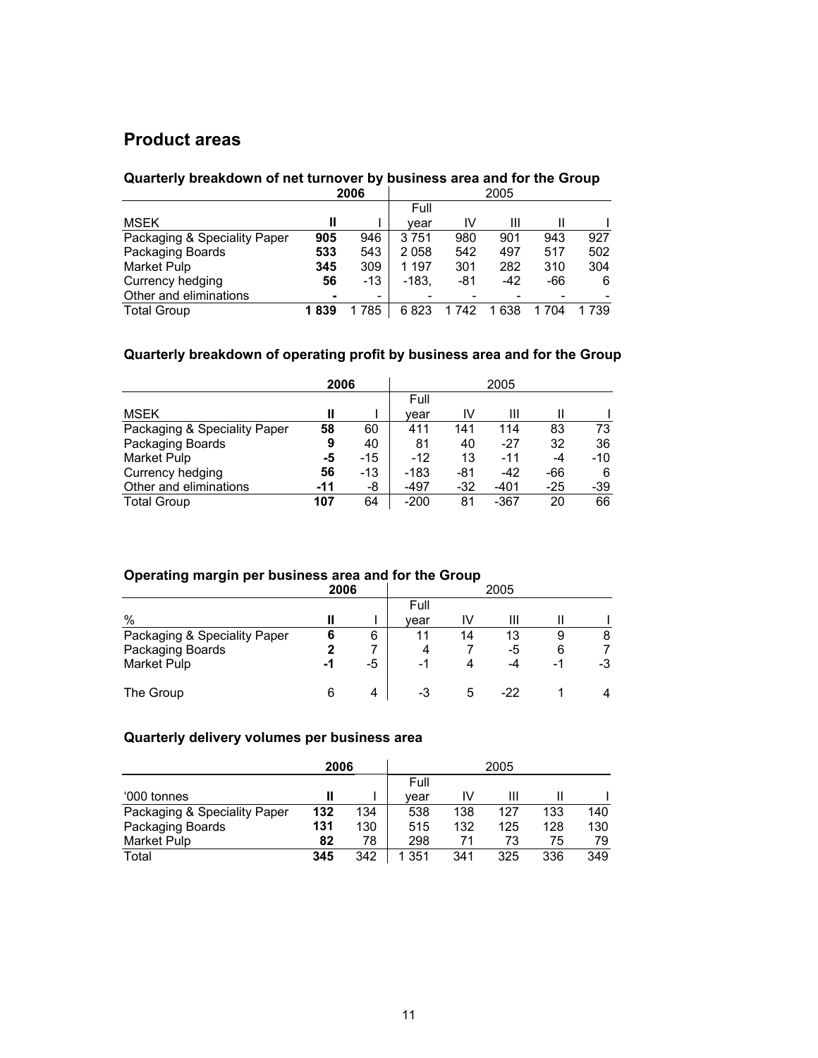## Product areas

### Quarterly breakdown of net turnover by business area and for the Group

| | 2006 | | 2005 | | | | |
|---|---|---|---|---|---|---|---|
| MSEK | **II** | I | Full year | IV | III | II | I |
| Packaging & Speciality Paper | **905** | 946 | 3 751 | 980 | 901 | 943 | 927 |
| Packaging Boards | **533** | 543 | 2 058 | 542 | 497 | 517 | 502 |
| Market Pulp | **345** | 309 | 1 197 | 301 | 282 | 310 | 304 |
| Currency hedging | **56** | -13 | -183, | -81 | -42 | -66 | 6 |
| Other and eliminations | **-** | - | - | - | - | - | - |
| Total Group | **1 839** | 1 785 | 6 823 | 1 742 | 1 638 | 1 704 | 1 739 |

### Quarterly breakdown of operating profit by business area and for the Group

| | 2006 | | 2005 | | | | |
|---|---|---|---|---|---|---|---|
| MSEK | **II** | I | Full year | IV | III | II | I |
| Packaging & Speciality Paper | **58** | 60 | 411 | 141 | 114 | 83 | 73 |
| Packaging Boards | **9** | 40 | 81 | 40 | -27 | 32 | 36 |
| Market Pulp | **-5** | -15 | -12 | 13 | -11 | -4 | -10 |
| Currency hedging | **56** | -13 | -183 | -81 | -42 | -66 | 6 |
| Other and eliminations | **-11** | -8 | -497 | -32 | -401 | -25 | -39 |
| Total Group | **107** | 64 | -200 | 81 | -367 | 20 | 66 |

### Operating margin per business area and for the Group

| | 2006 | | 2005 | | | | |
|---|---|---|---|---|---|---|---|
| % | **II** | I | Full year | IV | III | II | I |
| Packaging & Speciality Paper | **6** | 6 | 11 | 14 | 13 | 9 | 8 |
| Packaging Boards | **2** | 7 | 4 | 7 | -5 | 6 | 7 |
| Market Pulp | **-1** | -5 | -1 | 4 | -4 | -1 | -3 |
| The Group | 6 | 4 | -3 | 5 | -22 | 1 | 4 |

### Quarterly delivery volumes per business area

| | 2006 | | 2005 | | | | |
|---|---|---|---|---|---|---|---|
| '000 tonnes | **II** | I | Full year | IV | III | II | I |
| Packaging & Speciality Paper | **132** | 134 | 538 | 138 | 127 | 133 | 140 |
| Packaging Boards | **131** | 130 | 515 | 132 | 125 | 128 | 130 |
| Market Pulp | **82** | 78 | 298 | 71 | 73 | 75 | 79 |
| Total | **345** | 342 | 1 351 | 341 | 325 | 336 | 349 |